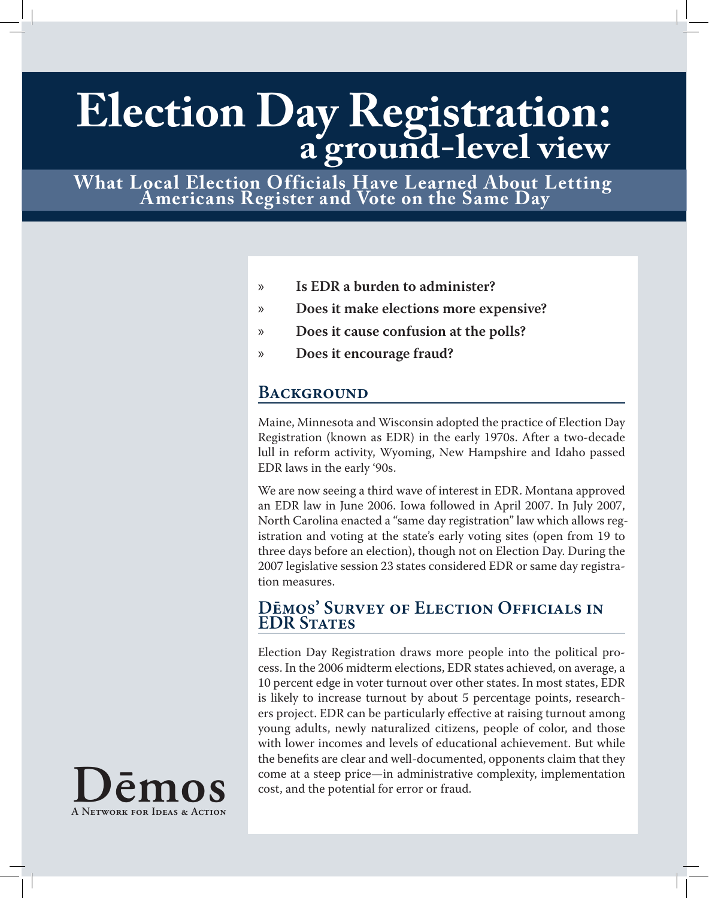# Election Day Registration: a ground-level view

## What Local Election Officials Have Learned About Letting Americans Register and Vote on the Same Day

- » **Is EDR a burden to administer?**
- » **Does it make elections more expensive?**
- » **Does it cause confusion at the polls?**
- » **Does it encourage fraud?**

## Background

Maine, Minnesota and Wisconsin adopted the practice of Election Day Registration (known as EDR) in the early 1970s. After a two-decade lull in reform activity, Wyoming, New Hampshire and Idaho passed EDR laws in the early '90s.

We are now seeing a third wave of interest in EDR. Montana approved an EDR law in June 2006. Iowa followed in April 2007. In July 2007, North Carolina enacted a "same day registration" law which allows registration and voting at the state's early voting sites (open from 19 to three days before an election), though not on Election Day. During the 2007 legislative session 23 states considered EDR or same day registration measures.

## Dēmos' Survey of Election Officials in EDR States

Election Day Registration draws more people into the political process. In the 2006 midterm elections, EDR states achieved, on average, a 10 percent edge in voter turnout over other states. In most states, EDR is likely to increase turnout by about 5 percentage points, researchers project. EDR can be particularly effective at raising turnout among young adults, newly naturalized citizens, people of color, and those with lower incomes and levels of educational achievement. But while the benefits are clear and well-documented, opponents claim that they come at a steep price—in administrative complexity, implementation cost, and the potential for error or fraud.

Dēmos
A Network for Ideas & Action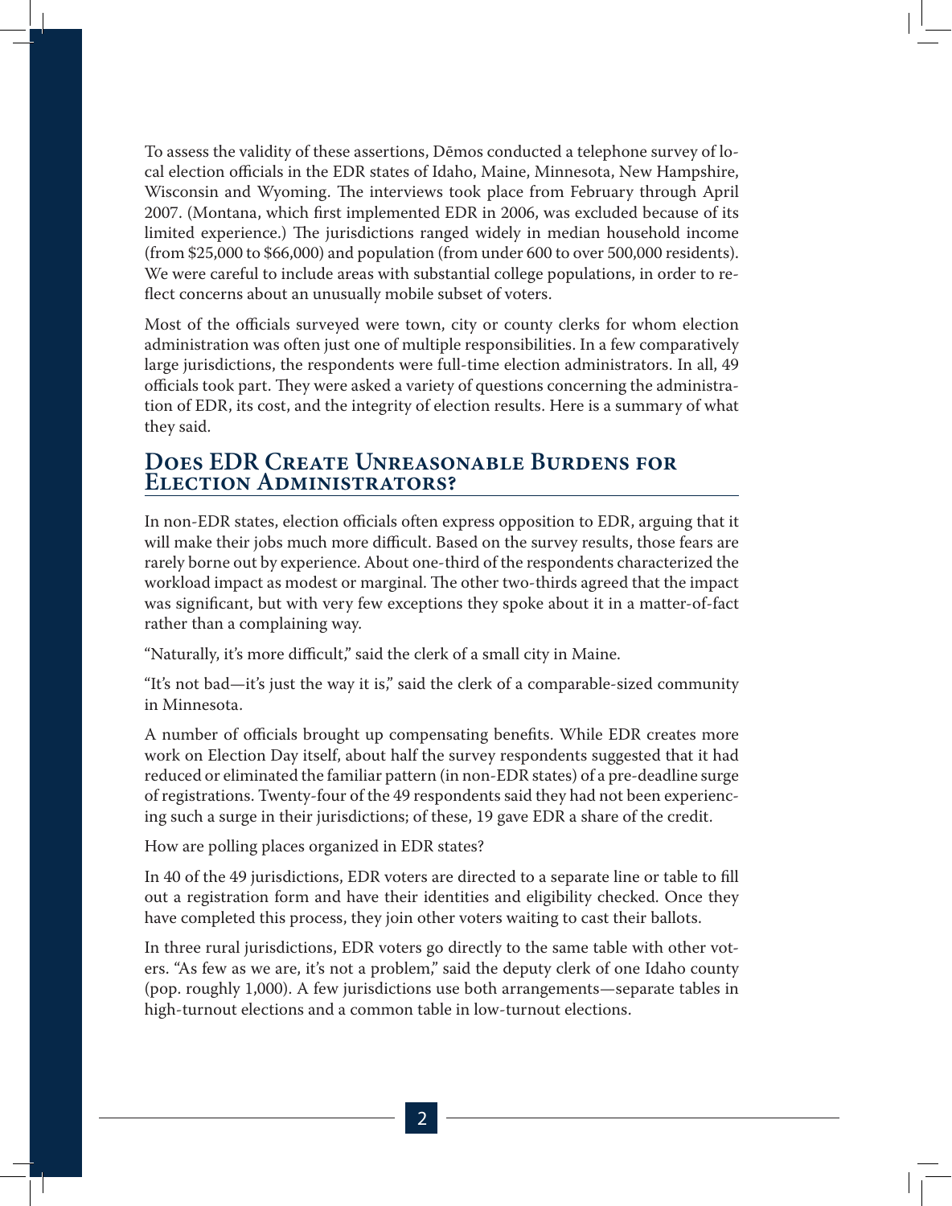To assess the validity of these assertions, Dēmos conducted a telephone survey of local election officials in the EDR states of Idaho, Maine, Minnesota, New Hampshire, Wisconsin and Wyoming. The interviews took place from February through April 2007. (Montana, which first implemented EDR in 2006, was excluded because of its limited experience.) The jurisdictions ranged widely in median household income (from $25,000 to $66,000) and population (from under 600 to over 500,000 residents). We were careful to include areas with substantial college populations, in order to reflect concerns about an unusually mobile subset of voters.

Most of the officials surveyed were town, city or county clerks for whom election administration was often just one of multiple responsibilities. In a few comparatively large jurisdictions, the respondents were full-time election administrators. In all, 49 officials took part. They were asked a variety of questions concerning the administration of EDR, its cost, and the integrity of election results. Here is a summary of what they said.

## Does EDR Create Unreasonable Burdens for Election Administrators?

In non-EDR states, election officials often express opposition to EDR, arguing that it will make their jobs much more difficult. Based on the survey results, those fears are rarely borne out by experience. About one-third of the respondents characterized the workload impact as modest or marginal. The other two-thirds agreed that the impact was significant, but with very few exceptions they spoke about it in a matter-of-fact rather than a complaining way.

"Naturally, it's more difficult," said the clerk of a small city in Maine.

"It's not bad—it's just the way it is," said the clerk of a comparable-sized community in Minnesota.

A number of officials brought up compensating benefits. While EDR creates more work on Election Day itself, about half the survey respondents suggested that it had reduced or eliminated the familiar pattern (in non-EDR states) of a pre-deadline surge of registrations. Twenty-four of the 49 respondents said they had not been experiencing such a surge in their jurisdictions; of these, 19 gave EDR a share of the credit.

How are polling places organized in EDR states?

In 40 of the 49 jurisdictions, EDR voters are directed to a separate line or table to fill out a registration form and have their identities and eligibility checked. Once they have completed this process, they join other voters waiting to cast their ballots.

In three rural jurisdictions, EDR voters go directly to the same table with other voters. "As few as we are, it's not a problem," said the deputy clerk of one Idaho county (pop. roughly 1,000). A few jurisdictions use both arrangements—separate tables in high-turnout elections and a common table in low-turnout elections.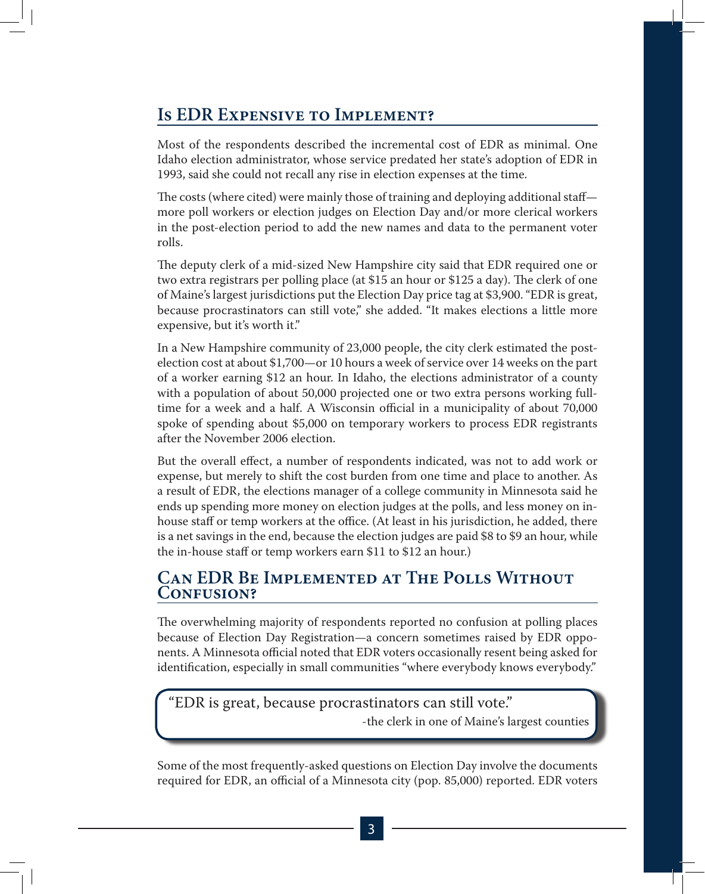## Is EDR Expensive to Implement?

Most of the respondents described the incremental cost of EDR as minimal. One Idaho election administrator, whose service predated her state's adoption of EDR in 1993, said she could not recall any rise in election expenses at the time.

The costs (where cited) were mainly those of training and deploying additional staff—more poll workers or election judges on Election Day and/or more clerical workers in the post-election period to add the new names and data to the permanent voter rolls.

The deputy clerk of a mid-sized New Hampshire city said that EDR required one or two extra registrars per polling place (at $15 an hour or $125 a day). The clerk of one of Maine's largest jurisdictions put the Election Day price tag at $3,900. "EDR is great, because procrastinators can still vote," she added. "It makes elections a little more expensive, but it's worth it."

In a New Hampshire community of 23,000 people, the city clerk estimated the post-election cost at about $1,700—or 10 hours a week of service over 14 weeks on the part of a worker earning $12 an hour. In Idaho, the elections administrator of a county with a population of about 50,000 projected one or two extra persons working full-time for a week and a half. A Wisconsin official in a municipality of about 70,000 spoke of spending about $5,000 on temporary workers to process EDR registrants after the November 2006 election.

But the overall effect, a number of respondents indicated, was not to add work or expense, but merely to shift the cost burden from one time and place to another. As a result of EDR, the elections manager of a college community in Minnesota said he ends up spending more money on election judges at the polls, and less money on in-house staff or temp workers at the office. (At least in his jurisdiction, he added, there is a net savings in the end, because the election judges are paid $8 to $9 an hour, while the in-house staff or temp workers earn $11 to $12 an hour.)

## Can EDR Be Implemented at The Polls Without Confusion?

The overwhelming majority of respondents reported no confusion at polling places because of Election Day Registration—a concern sometimes raised by EDR opponents. A Minnesota official noted that EDR voters occasionally resent being asked for identification, especially in small communities "where everybody knows everybody."

> "EDR is great, because procrastinators can still vote."
>
> -the clerk in one of Maine's largest counties

Some of the most frequently-asked questions on Election Day involve the documents required for EDR, an official of a Minnesota city (pop. 85,000) reported. EDR voters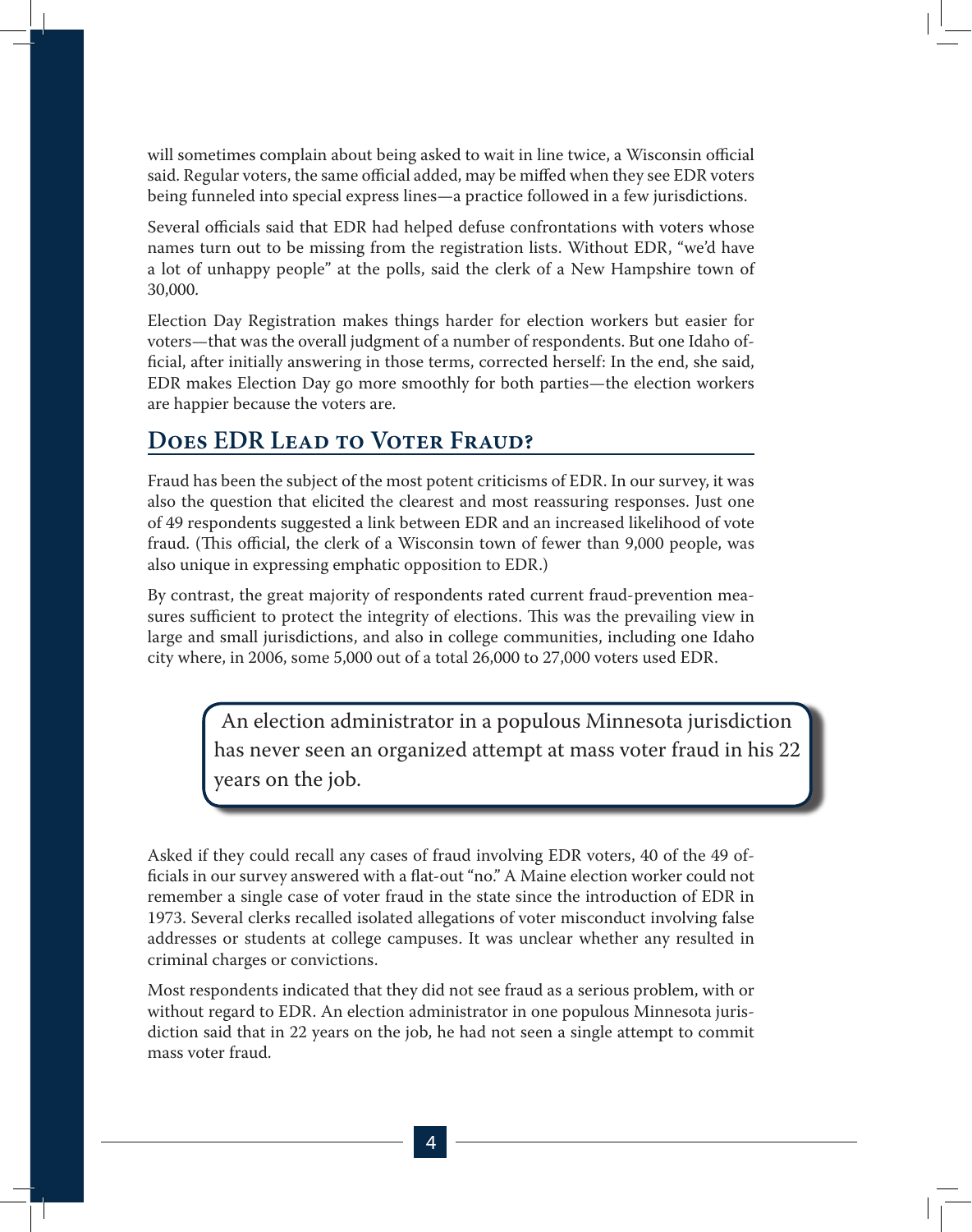will sometimes complain about being asked to wait in line twice, a Wisconsin official said. Regular voters, the same official added, may be miffed when they see EDR voters being funneled into special express lines—a practice followed in a few jurisdictions.

Several officials said that EDR had helped defuse confrontations with voters whose names turn out to be missing from the registration lists. Without EDR, "we'd have a lot of unhappy people" at the polls, said the clerk of a New Hampshire town of 30,000.

Election Day Registration makes things harder for election workers but easier for voters—that was the overall judgment of a number of respondents. But one Idaho official, after initially answering in those terms, corrected herself: In the end, she said, EDR makes Election Day go more smoothly for both parties—the election workers are happier because the voters are.

## Does EDR Lead to Voter Fraud?

Fraud has been the subject of the most potent criticisms of EDR. In our survey, it was also the question that elicited the clearest and most reassuring responses. Just one of 49 respondents suggested a link between EDR and an increased likelihood of vote fraud. (This official, the clerk of a Wisconsin town of fewer than 9,000 people, was also unique in expressing emphatic opposition to EDR.)

By contrast, the great majority of respondents rated current fraud-prevention measures sufficient to protect the integrity of elections. This was the prevailing view in large and small jurisdictions, and also in college communities, including one Idaho city where, in 2006, some 5,000 out of a total 26,000 to 27,000 voters used EDR.

> An election administrator in a populous Minnesota jurisdiction has never seen an organized attempt at mass voter fraud in his 22 years on the job.

Asked if they could recall any cases of fraud involving EDR voters, 40 of the 49 officials in our survey answered with a flat-out "no." A Maine election worker could not remember a single case of voter fraud in the state since the introduction of EDR in 1973. Several clerks recalled isolated allegations of voter misconduct involving false addresses or students at college campuses. It was unclear whether any resulted in criminal charges or convictions.

Most respondents indicated that they did not see fraud as a serious problem, with or without regard to EDR. An election administrator in one populous Minnesota jurisdiction said that in 22 years on the job, he had not seen a single attempt to commit mass voter fraud.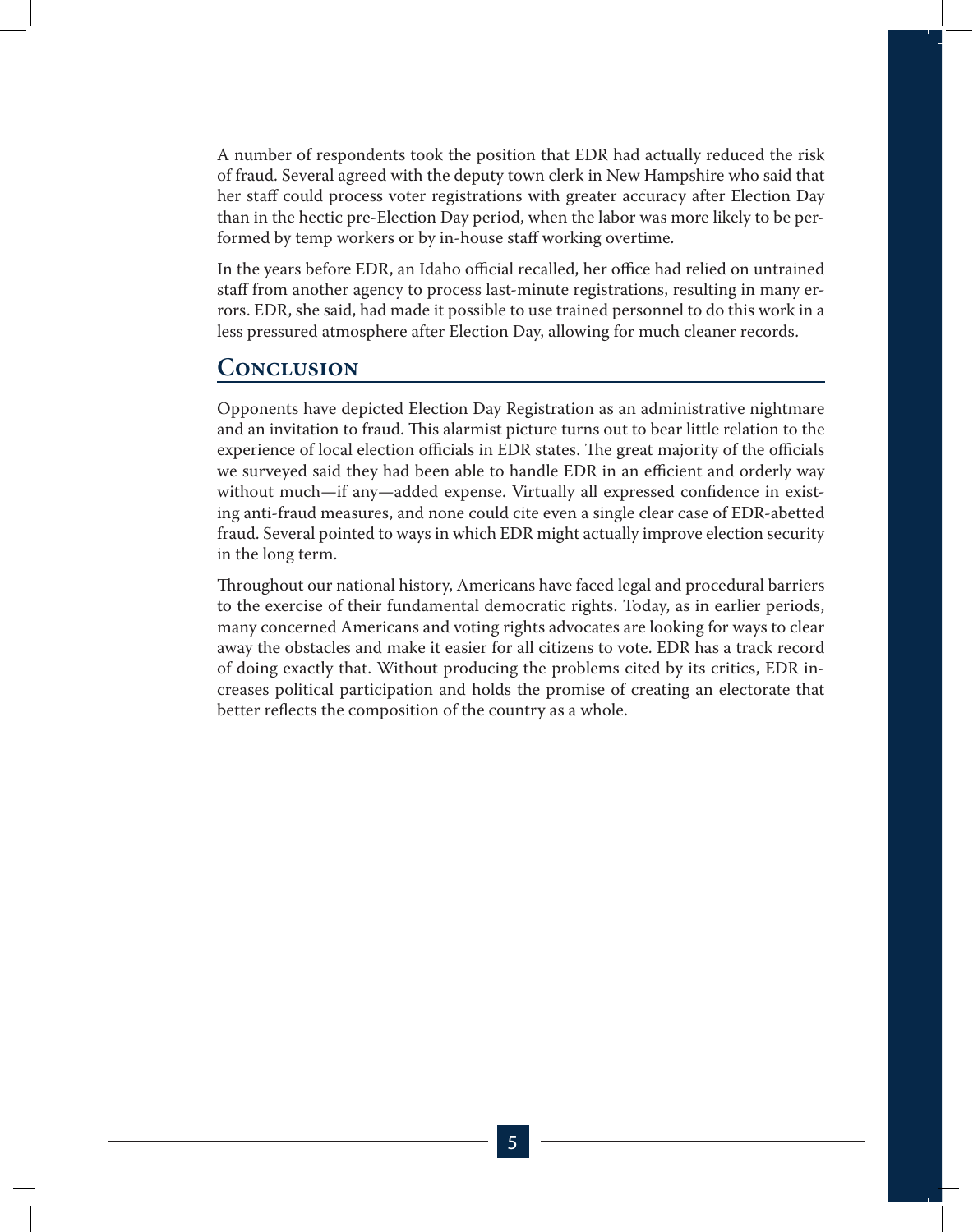A number of respondents took the position that EDR had actually reduced the risk of fraud. Several agreed with the deputy town clerk in New Hampshire who said that her staff could process voter registrations with greater accuracy after Election Day than in the hectic pre-Election Day period, when the labor was more likely to be performed by temp workers or by in-house staff working overtime.

In the years before EDR, an Idaho official recalled, her office had relied on untrained staff from another agency to process last-minute registrations, resulting in many errors. EDR, she said, had made it possible to use trained personnel to do this work in a less pressured atmosphere after Election Day, allowing for much cleaner records.

## Conclusion

Opponents have depicted Election Day Registration as an administrative nightmare and an invitation to fraud. This alarmist picture turns out to bear little relation to the experience of local election officials in EDR states. The great majority of the officials we surveyed said they had been able to handle EDR in an efficient and orderly way without much—if any—added expense. Virtually all expressed confidence in existing anti-fraud measures, and none could cite even a single clear case of EDR-abetted fraud. Several pointed to ways in which EDR might actually improve election security in the long term.

Throughout our national history, Americans have faced legal and procedural barriers to the exercise of their fundamental democratic rights. Today, as in earlier periods, many concerned Americans and voting rights advocates are looking for ways to clear away the obstacles and make it easier for all citizens to vote. EDR has a track record of doing exactly that. Without producing the problems cited by its critics, EDR increases political participation and holds the promise of creating an electorate that better reflects the composition of the country as a whole.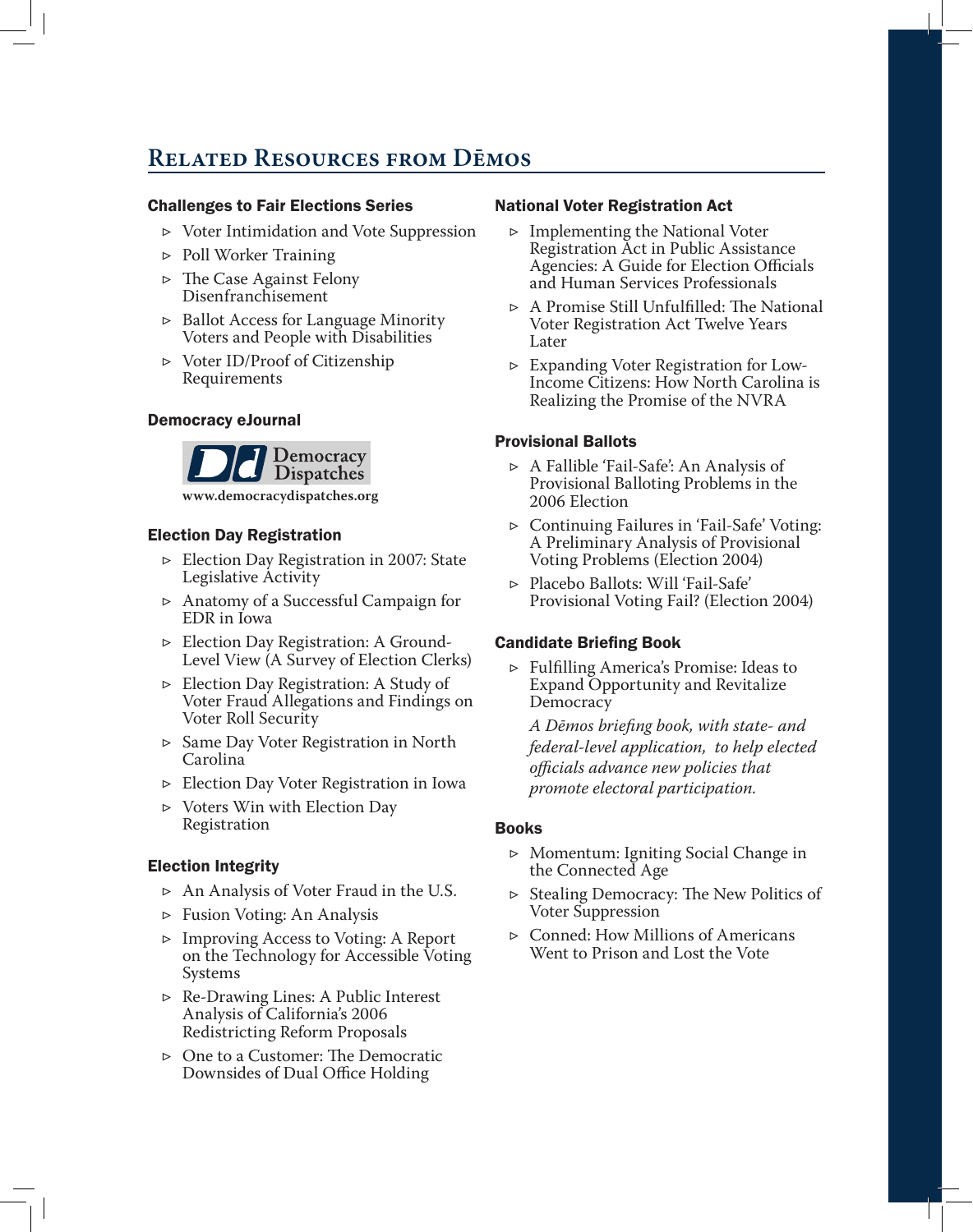# Related Resources from Dēmos

### Challenges to Fair Elections Series

- Voter Intimidation and Vote Suppression
- Poll Worker Training
- The Case Against Felony Disenfranchisement
- Ballot Access for Language Minority Voters and People with Disabilities
- Voter ID/Proof of Citizenship Requirements

### Democracy eJournal

Democracy Dispatches

**www.democracydispatches.org**

### Election Day Registration

- Election Day Registration in 2007: State Legislative Activity
- Anatomy of a Successful Campaign for EDR in Iowa
- Election Day Registration: A Ground-Level View (A Survey of Election Clerks)
- Election Day Registration: A Study of Voter Fraud Allegations and Findings on Voter Roll Security
- Same Day Voter Registration in North Carolina
- Election Day Voter Registration in Iowa
- Voters Win with Election Day Registration

### Election Integrity

- An Analysis of Voter Fraud in the U.S.
- Fusion Voting: An Analysis
- Improving Access to Voting: A Report on the Technology for Accessible Voting Systems
- Re-Drawing Lines: A Public Interest Analysis of California's 2006 Redistricting Reform Proposals
- One to a Customer: The Democratic Downsides of Dual Office Holding

### National Voter Registration Act

- Implementing the National Voter Registration Act in Public Assistance Agencies: A Guide for Election Officials and Human Services Professionals
- A Promise Still Unfulfilled: The National Voter Registration Act Twelve Years Later
- Expanding Voter Registration for Low-Income Citizens: How North Carolina is Realizing the Promise of the NVRA

### Provisional Ballots

- A Fallible 'Fail-Safe': An Analysis of Provisional Balloting Problems in the 2006 Election
- Continuing Failures in 'Fail-Safe' Voting: A Preliminary Analysis of Provisional Voting Problems (Election 2004)
- Placebo Ballots: Will 'Fail-Safe' Provisional Voting Fail? (Election 2004)

### Candidate Briefing Book

- Fulfilling America's Promise: Ideas to Expand Opportunity and Revitalize Democracy

  *A Dēmos briefing book, with state- and federal-level application, to help elected officials advance new policies that promote electoral participation.*

### Books

- Momentum: Igniting Social Change in the Connected Age
- Stealing Democracy: The New Politics of Voter Suppression
- Conned: How Millions of Americans Went to Prison and Lost the Vote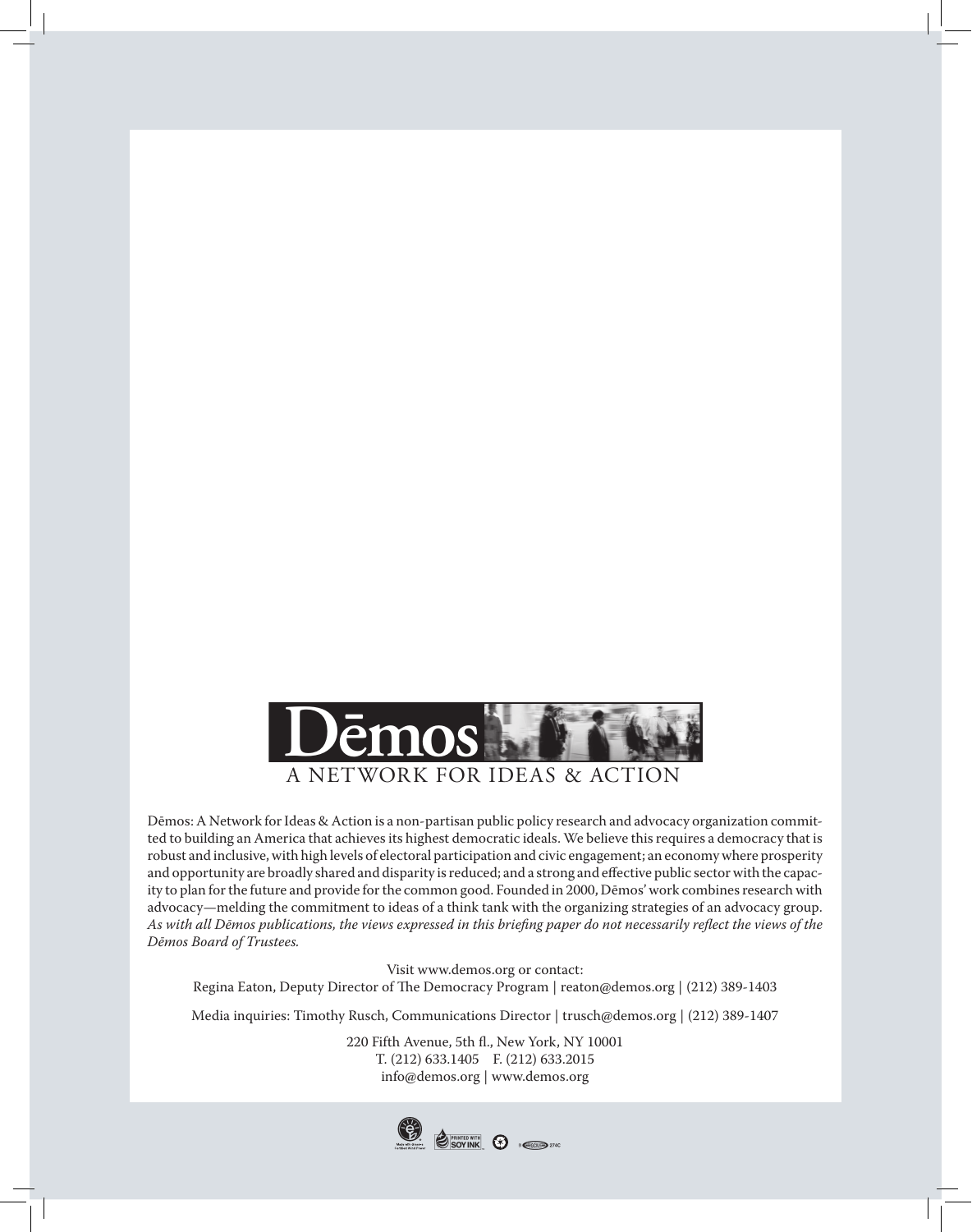# Dēmos

A NETWORK FOR IDEAS & ACTION

Dēmos: A Network for Ideas & Action is a non-partisan public policy research and advocacy organization committed to building an America that achieves its highest democratic ideals. We believe this requires a democracy that is robust and inclusive, with high levels of electoral participation and civic engagement; an economy where prosperity and opportunity are broadly shared and disparity is reduced; and a strong and effective public sector with the capacity to plan for the future and provide for the common good. Founded in 2000, Dēmos' work combines research with advocacy—melding the commitment to ideas of a think tank with the organizing strategies of an advocacy group. *As with all Dēmos publications, the views expressed in this briefing paper do not necessarily reflect the views of the Dēmos Board of Trustees.*

Visit www.demos.org or contact:
Regina Eaton, Deputy Director of The Democracy Program | reaton@demos.org | (212) 389-1403

Media inquiries: Timothy Rusch, Communications Director | trusch@demos.org | (212) 389-1407

220 Fifth Avenue, 5th fl., New York, NY 10001
T. (212) 633.1405  F. (212) 633.2015
info@demos.org | www.demos.org